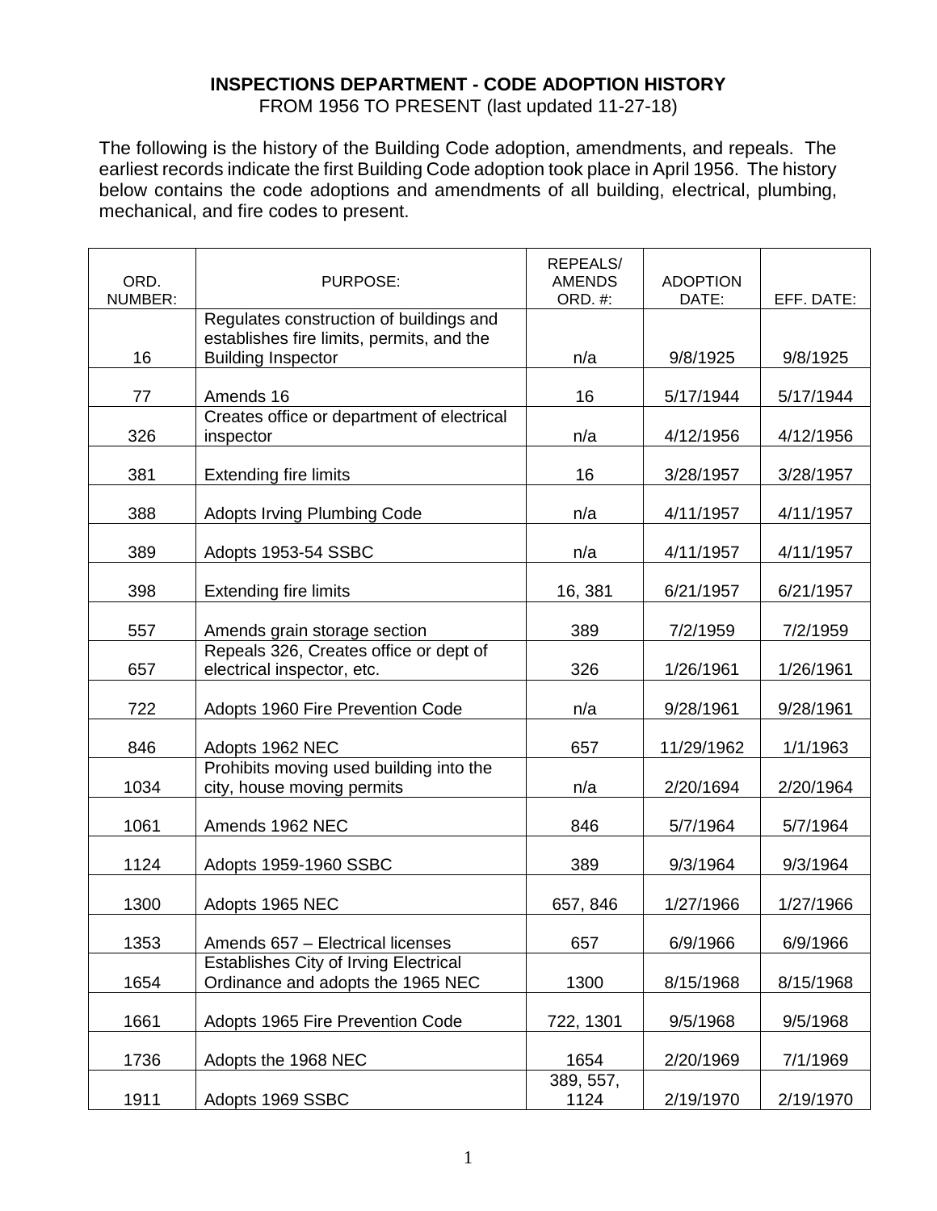**INSPECTIONS DEPARTMENT - CODE ADOPTION HISTORY**

FROM 1956 TO PRESENT (last updated 11-27-18)

The following is the history of the Building Code adoption, amendments, and repeals. The earliest records indicate the first Building Code adoption took place in April 1956. The history below contains the code adoptions and amendments of all building, electrical, plumbing, mechanical, and fire codes to present.

| ORD. NUMBER: | PURPOSE: | REPEALS/ AMENDS ORD. #: | ADOPTION DATE: | EFF. DATE: |
|---|---|---|---|---|
| 16 | Regulates construction of buildings and establishes fire limits, permits, and the Building Inspector | n/a | 9/8/1925 | 9/8/1925 |
| 77 | Amends 16 | 16 | 5/17/1944 | 5/17/1944 |
| 326 | Creates office or department of electrical inspector | n/a | 4/12/1956 | 4/12/1956 |
| 381 | Extending fire limits | 16 | 3/28/1957 | 3/28/1957 |
| 388 | Adopts Irving Plumbing Code | n/a | 4/11/1957 | 4/11/1957 |
| 389 | Adopts 1953-54 SSBC | n/a | 4/11/1957 | 4/11/1957 |
| 398 | Extending fire limits | 16, 381 | 6/21/1957 | 6/21/1957 |
| 557 | Amends grain storage section | 389 | 7/2/1959 | 7/2/1959 |
| 657 | Repeals 326, Creates office or dept of electrical inspector, etc. | 326 | 1/26/1961 | 1/26/1961 |
| 722 | Adopts 1960 Fire Prevention Code | n/a | 9/28/1961 | 9/28/1961 |
| 846 | Adopts 1962 NEC | 657 | 11/29/1962 | 1/1/1963 |
| 1034 | Prohibits moving used building into the city, house moving permits | n/a | 2/20/1694 | 2/20/1964 |
| 1061 | Amends 1962 NEC | 846 | 5/7/1964 | 5/7/1964 |
| 1124 | Adopts 1959-1960 SSBC | 389 | 9/3/1964 | 9/3/1964 |
| 1300 | Adopts 1965 NEC | 657, 846 | 1/27/1966 | 1/27/1966 |
| 1353 | Amends 657 – Electrical licenses | 657 | 6/9/1966 | 6/9/1966 |
| 1654 | Establishes City of Irving Electrical Ordinance and adopts the 1965 NEC | 1300 | 8/15/1968 | 8/15/1968 |
| 1661 | Adopts 1965 Fire Prevention Code | 722, 1301 | 9/5/1968 | 9/5/1968 |
| 1736 | Adopts the 1968 NEC | 1654 | 2/20/1969 | 7/1/1969 |
| 1911 | Adopts 1969 SSBC | 389, 557, 1124 | 2/19/1970 | 2/19/1970 |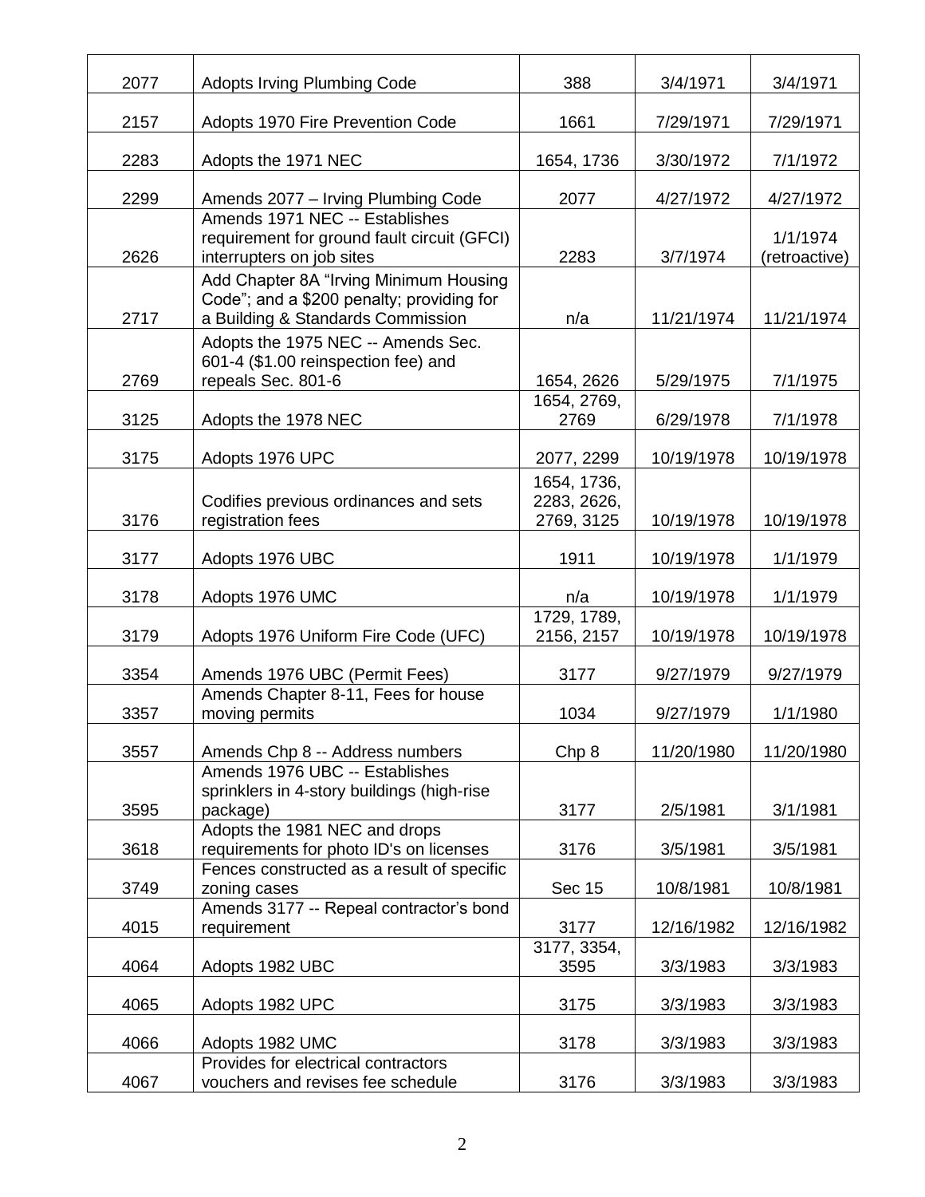| 2077 | Adopts Irving Plumbing Code | 388 | 3/4/1971 | 3/4/1971 |
|---|---|---|---|---|
| 2157 | Adopts 1970 Fire Prevention Code | 1661 | 7/29/1971 | 7/29/1971 |
| 2283 | Adopts the 1971 NEC | 1654, 1736 | 3/30/1972 | 7/1/1972 |
| 2299 | Amends 2077 – Irving Plumbing Code | 2077 | 4/27/1972 | 4/27/1972 |
| 2626 | Amends 1971 NEC -- Establishes requirement for ground fault circuit (GFCI) interrupters on job sites | 2283 | 3/7/1974 | 1/1/1974 (retroactive) |
| 2717 | Add Chapter 8A "Irving Minimum Housing Code"; and a $200 penalty; providing for a Building & Standards Commission | n/a | 11/21/1974 | 11/21/1974 |
| 2769 | Adopts the 1975 NEC -- Amends Sec. 601-4 ($1.00 reinspection fee) and repeals Sec. 801-6 | 1654, 2626 | 5/29/1975 | 7/1/1975 |
| 3125 | Adopts the 1978 NEC | 1654, 2769, 2769 | 6/29/1978 | 7/1/1978 |
| 3175 | Adopts 1976 UPC | 2077, 2299 | 10/19/1978 | 10/19/1978 |
| 3176 | Codifies previous ordinances and sets registration fees | 1654, 1736, 2283, 2626, 2769, 3125 | 10/19/1978 | 10/19/1978 |
| 3177 | Adopts 1976 UBC | 1911 | 10/19/1978 | 1/1/1979 |
| 3178 | Adopts 1976 UMC | n/a | 10/19/1978 | 1/1/1979 |
| 3179 | Adopts 1976 Uniform Fire Code (UFC) | 1729, 1789, 2156, 2157 | 10/19/1978 | 10/19/1978 |
| 3354 | Amends 1976 UBC (Permit Fees) | 3177 | 9/27/1979 | 9/27/1979 |
| 3357 | Amends Chapter 8-11, Fees for house moving permits | 1034 | 9/27/1979 | 1/1/1980 |
| 3557 | Amends Chp 8 -- Address numbers | Chp 8 | 11/20/1980 | 11/20/1980 |
| 3595 | Amends 1976 UBC -- Establishes sprinklers in 4-story buildings (high-rise package) | 3177 | 2/5/1981 | 3/1/1981 |
| 3618 | Adopts the 1981 NEC and drops requirements for photo ID's on licenses | 3176 | 3/5/1981 | 3/5/1981 |
| 3749 | Fences constructed as a result of specific zoning cases | Sec 15 | 10/8/1981 | 10/8/1981 |
| 4015 | Amends 3177 -- Repeal contractor's bond requirement | 3177 | 12/16/1982 | 12/16/1982 |
| 4064 | Adopts 1982 UBC | 3177, 3354, 3595 | 3/3/1983 | 3/3/1983 |
| 4065 | Adopts 1982 UPC | 3175 | 3/3/1983 | 3/3/1983 |
| 4066 | Adopts 1982 UMC | 3178 | 3/3/1983 | 3/3/1983 |
| 4067 | Provides for electrical contractors vouchers and revises fee schedule | 3176 | 3/3/1983 | 3/3/1983 |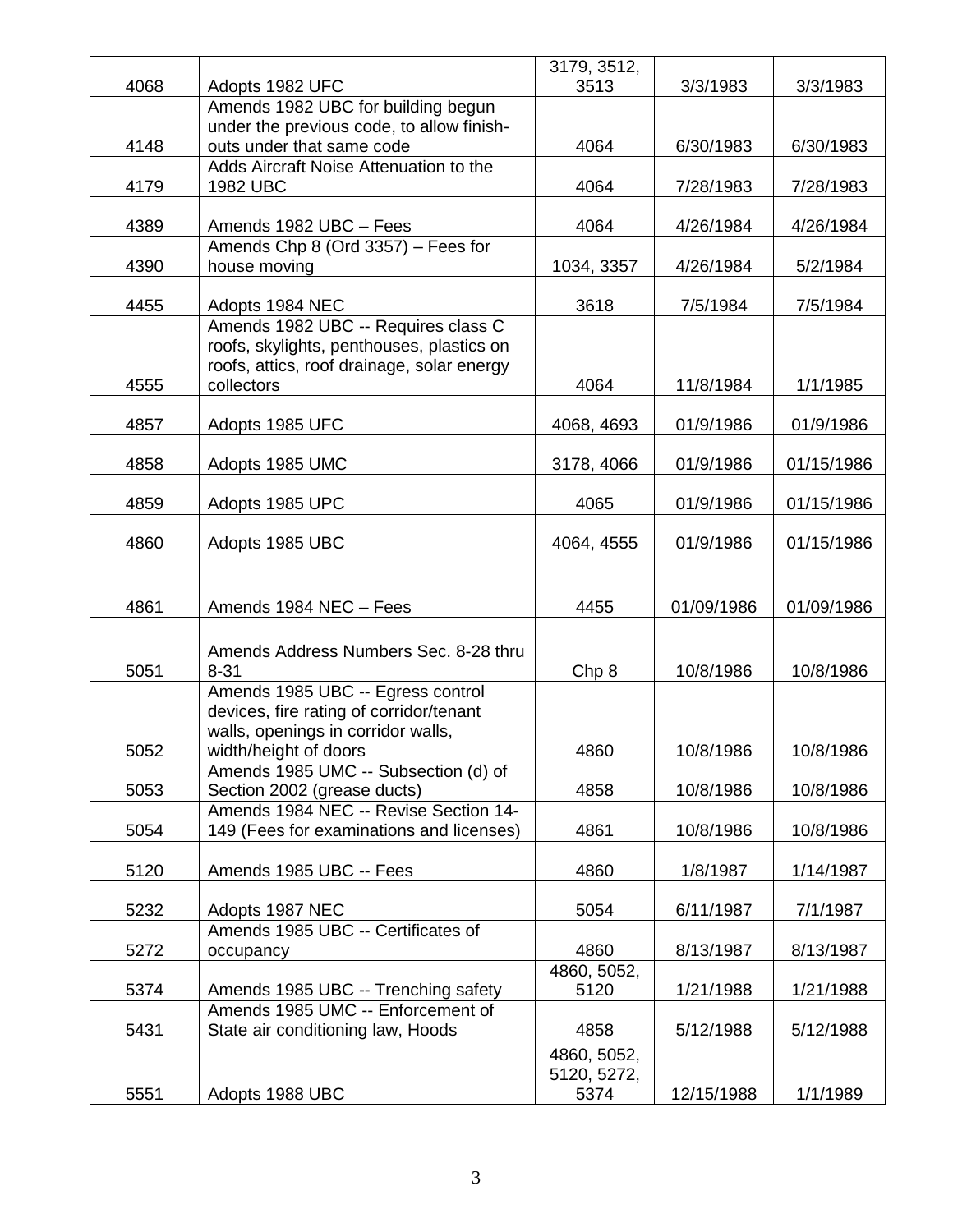| | | | | |
|---|---|---|---|---|
| 4068 | Adopts 1982 UFC | 3179, 3512, 3513 | 3/3/1983 | 3/3/1983 |
| 4148 | Amends 1982 UBC for building begun under the previous code, to allow finish-outs under that same code | 4064 | 6/30/1983 | 6/30/1983 |
| 4179 | Adds Aircraft Noise Attenuation to the 1982 UBC | 4064 | 7/28/1983 | 7/28/1983 |
| 4389 | Amends 1982 UBC – Fees | 4064 | 4/26/1984 | 4/26/1984 |
| 4390 | Amends Chp 8 (Ord 3357) – Fees for house moving | 1034, 3357 | 4/26/1984 | 5/2/1984 |
| 4455 | Adopts 1984 NEC | 3618 | 7/5/1984 | 7/5/1984 |
| 4555 | Amends 1982 UBC -- Requires class C roofs, skylights, penthouses, plastics on roofs, attics, roof drainage, solar energy collectors | 4064 | 11/8/1984 | 1/1/1985 |
| 4857 | Adopts 1985 UFC | 4068, 4693 | 01/9/1986 | 01/9/1986 |
| 4858 | Adopts 1985 UMC | 3178, 4066 | 01/9/1986 | 01/15/1986 |
| 4859 | Adopts 1985 UPC | 4065 | 01/9/1986 | 01/15/1986 |
| 4860 | Adopts 1985 UBC | 4064, 4555 | 01/9/1986 | 01/15/1986 |
| 4861 | Amends 1984 NEC – Fees | 4455 | 01/09/1986 | 01/09/1986 |
| 5051 | Amends Address Numbers Sec. 8-28 thru 8-31 | Chp 8 | 10/8/1986 | 10/8/1986 |
| 5052 | Amends 1985 UBC -- Egress control devices, fire rating of corridor/tenant walls, openings in corridor walls, width/height of doors | 4860 | 10/8/1986 | 10/8/1986 |
| 5053 | Amends 1985 UMC -- Subsection (d) of Section 2002 (grease ducts) | 4858 | 10/8/1986 | 10/8/1986 |
| 5054 | Amends 1984 NEC -- Revise Section 14-149 (Fees for examinations and licenses) | 4861 | 10/8/1986 | 10/8/1986 |
| 5120 | Amends 1985 UBC -- Fees | 4860 | 1/8/1987 | 1/14/1987 |
| 5232 | Adopts 1987 NEC | 5054 | 6/11/1987 | 7/1/1987 |
| 5272 | Amends 1985 UBC -- Certificates of occupancy | 4860 | 8/13/1987 | 8/13/1987 |
| 5374 | Amends 1985 UBC -- Trenching safety | 4860, 5052, 5120 | 1/21/1988 | 1/21/1988 |
| 5431 | Amends 1985 UMC -- Enforcement of State air conditioning law, Hoods | 4858 | 5/12/1988 | 5/12/1988 |
| 5551 | Adopts 1988 UBC | 4860, 5052, 5120, 5272, 5374 | 12/15/1988 | 1/1/1989 |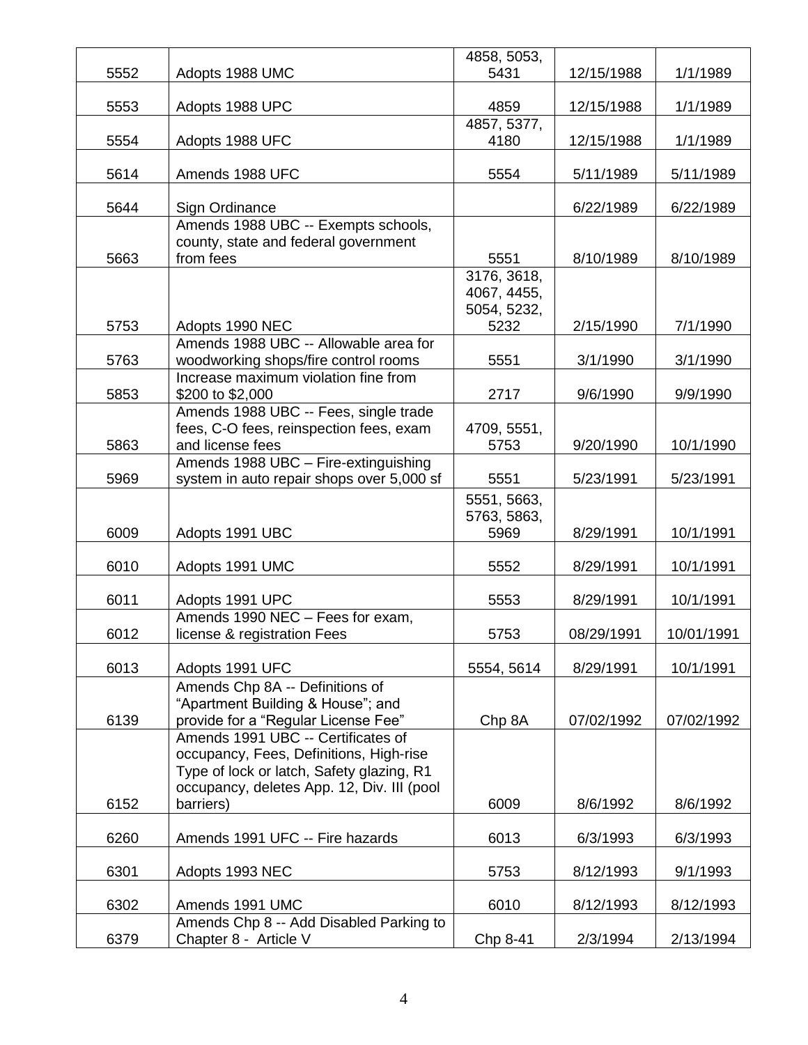| | | | | |
|---|---|---|---|---|
| 5552 | Adopts 1988 UMC | 4858, 5053, 5431 | 12/15/1988 | 1/1/1989 |
| 5553 | Adopts 1988 UPC | 4859 | 12/15/1988 | 1/1/1989 |
| 5554 | Adopts 1988 UFC | 4857, 5377, 4180 | 12/15/1988 | 1/1/1989 |
| 5614 | Amends 1988 UFC | 5554 | 5/11/1989 | 5/11/1989 |
| 5644 | Sign Ordinance | | 6/22/1989 | 6/22/1989 |
| 5663 | Amends 1988 UBC -- Exempts schools, county, state and federal government from fees | 5551 | 8/10/1989 | 8/10/1989 |
| 5753 | Adopts 1990 NEC | 3176, 3618, 4067, 4455, 5054, 5232, 5232 | 2/15/1990 | 7/1/1990 |
| 5763 | Amends 1988 UBC -- Allowable area for woodworking shops/fire control rooms | 5551 | 3/1/1990 | 3/1/1990 |
| 5853 | Increase maximum violation fine from $200 to $2,000 | 2717 | 9/6/1990 | 9/9/1990 |
| 5863 | Amends 1988 UBC -- Fees, single trade fees, C-O fees, reinspection fees, exam and license fees | 4709, 5551, 5753 | 9/20/1990 | 10/1/1990 |
| 5969 | Amends 1988 UBC – Fire-extinguishing system in auto repair shops over 5,000 sf | 5551 | 5/23/1991 | 5/23/1991 |
| 6009 | Adopts 1991 UBC | 5551, 5663, 5763, 5863, 5969 | 8/29/1991 | 10/1/1991 |
| 6010 | Adopts 1991 UMC | 5552 | 8/29/1991 | 10/1/1991 |
| 6011 | Adopts 1991 UPC | 5553 | 8/29/1991 | 10/1/1991 |
| 6012 | Amends 1990 NEC – Fees for exam, license & registration Fees | 5753 | 08/29/1991 | 10/01/1991 |
| 6013 | Adopts 1991 UFC | 5554, 5614 | 8/29/1991 | 10/1/1991 |
| 6139 | Amends Chp 8A -- Definitions of "Apartment Building & House"; and provide for a "Regular License Fee" | Chp 8A | 07/02/1992 | 07/02/1992 |
| 6152 | Amends 1991 UBC -- Certificates of occupancy, Fees, Definitions, High-rise Type of lock or latch, Safety glazing, R1 occupancy, deletes App. 12, Div. III (pool barriers) | 6009 | 8/6/1992 | 8/6/1992 |
| 6260 | Amends 1991 UFC -- Fire hazards | 6013 | 6/3/1993 | 6/3/1993 |
| 6301 | Adopts 1993 NEC | 5753 | 8/12/1993 | 9/1/1993 |
| 6302 | Amends 1991 UMC | 6010 | 8/12/1993 | 8/12/1993 |
| 6379 | Amends Chp 8 -- Add Disabled Parking to Chapter 8 - Article V | Chp 8-41 | 2/3/1994 | 2/13/1994 |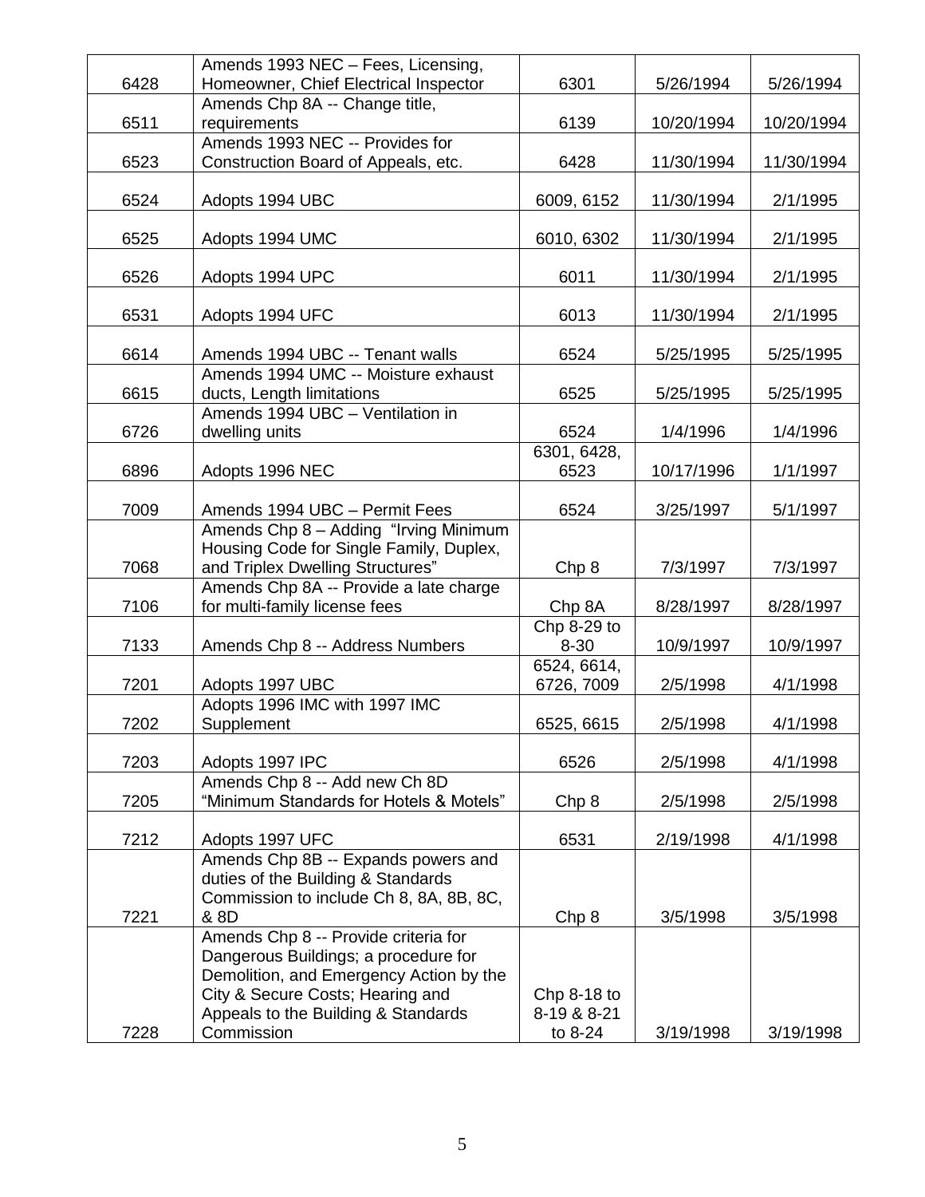| 6428 | Amends 1993 NEC – Fees, Licensing, Homeowner, Chief Electrical Inspector | 6301 | 5/26/1994 | 5/26/1994 |
|---|---|---|---|---|
| 6511 | Amends Chp 8A -- Change title, requirements | 6139 | 10/20/1994 | 10/20/1994 |
| 6523 | Amends 1993 NEC -- Provides for Construction Board of Appeals, etc. | 6428 | 11/30/1994 | 11/30/1994 |
| 6524 | Adopts 1994 UBC | 6009, 6152 | 11/30/1994 | 2/1/1995 |
| 6525 | Adopts 1994 UMC | 6010, 6302 | 11/30/1994 | 2/1/1995 |
| 6526 | Adopts 1994 UPC | 6011 | 11/30/1994 | 2/1/1995 |
| 6531 | Adopts 1994 UFC | 6013 | 11/30/1994 | 2/1/1995 |
| 6614 | Amends 1994 UBC -- Tenant walls | 6524 | 5/25/1995 | 5/25/1995 |
| 6615 | Amends 1994 UMC -- Moisture exhaust ducts, Length limitations | 6525 | 5/25/1995 | 5/25/1995 |
| 6726 | Amends 1994 UBC – Ventilation in dwelling units | 6524 | 1/4/1996 | 1/4/1996 |
| 6896 | Adopts 1996 NEC | 6301, 6428, 6523 | 10/17/1996 | 1/1/1997 |
| 7009 | Amends 1994 UBC – Permit Fees | 6524 | 3/25/1997 | 5/1/1997 |
| 7068 | Amends Chp 8 – Adding "Irving Minimum Housing Code for Single Family, Duplex, and Triplex Dwelling Structures" | Chp 8 | 7/3/1997 | 7/3/1997 |
| 7106 | Amends Chp 8A -- Provide a late charge for multi-family license fees | Chp 8A | 8/28/1997 | 8/28/1997 |
| 7133 | Amends Chp 8 -- Address Numbers | Chp 8-29 to 8-30 | 10/9/1997 | 10/9/1997 |
| 7201 | Adopts 1997 UBC | 6524, 6614, 6726, 7009 | 2/5/1998 | 4/1/1998 |
| 7202 | Adopts 1996 IMC with 1997 IMC Supplement | 6525, 6615 | 2/5/1998 | 4/1/1998 |
| 7203 | Adopts 1997 IPC | 6526 | 2/5/1998 | 4/1/1998 |
| 7205 | Amends Chp 8 -- Add new Ch 8D "Minimum Standards for Hotels & Motels" | Chp 8 | 2/5/1998 | 2/5/1998 |
| 7212 | Adopts 1997 UFC | 6531 | 2/19/1998 | 4/1/1998 |
| 7221 | Amends Chp 8B -- Expands powers and duties of the Building & Standards Commission to include Ch 8, 8A, 8B, 8C, & 8D | Chp 8 | 3/5/1998 | 3/5/1998 |
| 7228 | Amends Chp 8 -- Provide criteria for Dangerous Buildings; a procedure for Demolition, and Emergency Action by the City & Secure Costs; Hearing and Appeals to the Building & Standards Commission | Chp 8-18 to 8-19 & 8-21 to 8-24 | 3/19/1998 | 3/19/1998 |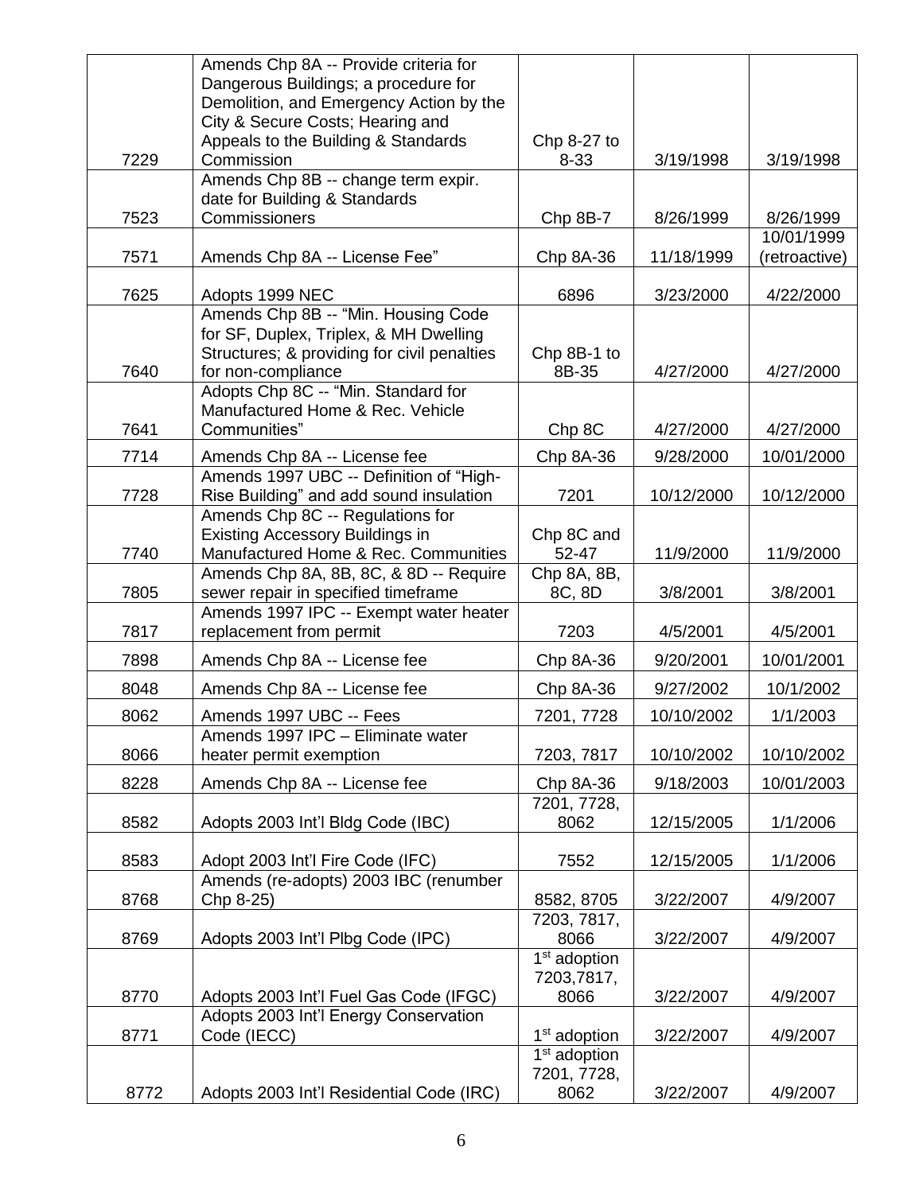| | | | | |
|---|---|---|---|---|
| 7229 | Amends Chp 8A -- Provide criteria for Dangerous Buildings; a procedure for Demolition, and Emergency Action by the City & Secure Costs; Hearing and Appeals to the Building & Standards Commission | Chp 8-27 to 8-33 | 3/19/1998 | 3/19/1998 |
| 7523 | Amends Chp 8B -- change term expir. date for Building & Standards Commissioners | Chp 8B-7 | 8/26/1999 | 8/26/1999 |
| 7571 | Amends Chp 8A -- License Fee" | Chp 8A-36 | 11/18/1999 | 10/01/1999 (retroactive) |
| 7625 | Adopts 1999 NEC | 6896 | 3/23/2000 | 4/22/2000 |
| 7640 | Amends Chp 8B -- "Min. Housing Code for SF, Duplex, Triplex, & MH Dwelling Structures; & providing for civil penalties for non-compliance | Chp 8B-1 to 8B-35 | 4/27/2000 | 4/27/2000 |
| 7641 | Adopts Chp 8C -- "Min. Standard for Manufactured Home & Rec. Vehicle Communities" | Chp 8C | 4/27/2000 | 4/27/2000 |
| 7714 | Amends Chp 8A -- License fee | Chp 8A-36 | 9/28/2000 | 10/01/2000 |
| 7728 | Amends 1997 UBC -- Definition of "High-Rise Building" and add sound insulation | 7201 | 10/12/2000 | 10/12/2000 |
| 7740 | Amends Chp 8C -- Regulations for Existing Accessory Buildings in Manufactured Home & Rec. Communities | Chp 8C and 52-47 | 11/9/2000 | 11/9/2000 |
| 7805 | Amends Chp 8A, 8B, 8C, & 8D -- Require sewer repair in specified timeframe | Chp 8A, 8B, 8C, 8D | 3/8/2001 | 3/8/2001 |
| 7817 | Amends 1997 IPC -- Exempt water heater replacement from permit | 7203 | 4/5/2001 | 4/5/2001 |
| 7898 | Amends Chp 8A -- License fee | Chp 8A-36 | 9/20/2001 | 10/01/2001 |
| 8048 | Amends Chp 8A -- License fee | Chp 8A-36 | 9/27/2002 | 10/1/2002 |
| 8062 | Amends 1997 UBC -- Fees | 7201, 7728 | 10/10/2002 | 1/1/2003 |
| 8066 | Amends 1997 IPC – Eliminate water heater permit exemption | 7203, 7817 | 10/10/2002 | 10/10/2002 |
| 8228 | Amends Chp 8A -- License fee | Chp 8A-36 | 9/18/2003 | 10/01/2003 |
| 8582 | Adopts 2003 Int'l Bldg Code (IBC) | 7201, 7728, 8062 | 12/15/2005 | 1/1/2006 |
| 8583 | Adopt 2003 Int'l Fire Code (IFC) | 7552 | 12/15/2005 | 1/1/2006 |
| 8768 | Amends (re-adopts) 2003 IBC (renumber Chp 8-25) | 8582, 8705 | 3/22/2007 | 4/9/2007 |
| 8769 | Adopts 2003 Int'l Plbg Code (IPC) | 7203, 7817, 8066 | 3/22/2007 | 4/9/2007 |
| 8770 | Adopts 2003 Int'l Fuel Gas Code (IFGC) | 1st adoption 7203,7817, 8066 | 3/22/2007 | 4/9/2007 |
| 8771 | Adopts 2003 Int'l Energy Conservation Code (IECC) | 1st adoption | 3/22/2007 | 4/9/2007 |
| 8772 | Adopts 2003 Int'l Residential Code (IRC) | 1st adoption 7201, 7728, 8062 | 3/22/2007 | 4/9/2007 |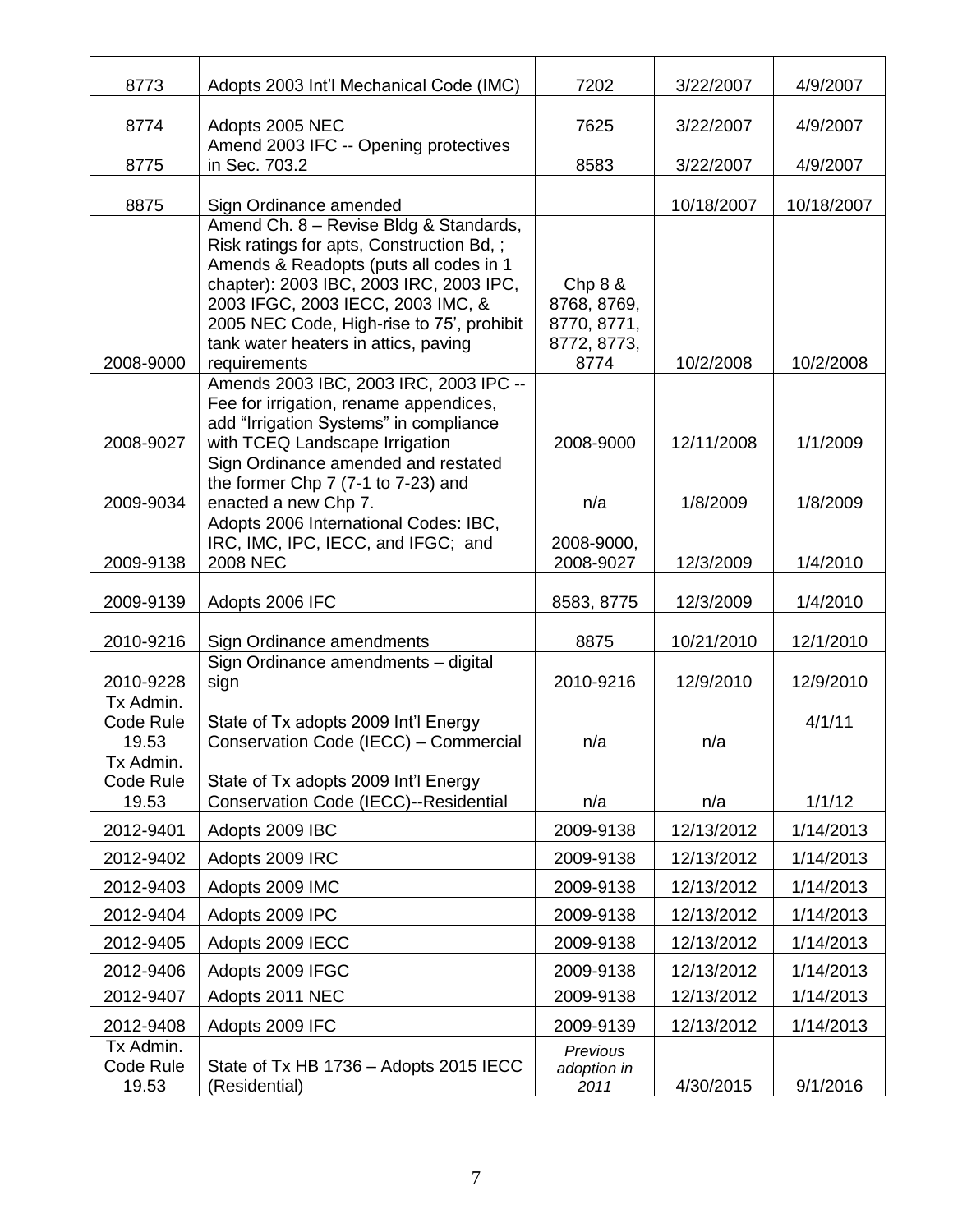| 8773 | Adopts 2003 Int'l Mechanical Code (IMC) | 7202 | 3/22/2007 | 4/9/2007 |
|---|---|---|---|---|
| 8774 | Adopts 2005 NEC | 7625 | 3/22/2007 | 4/9/2007 |
| 8775 | Amend 2003 IFC -- Opening protectives in Sec. 703.2 | 8583 | 3/22/2007 | 4/9/2007 |
| 8875 | Sign Ordinance amended | | 10/18/2007 | 10/18/2007 |
| 2008-9000 | Amend Ch. 8 – Revise Bldg & Standards, Risk ratings for apts, Construction Bd, ; Amends & Readopts (puts all codes in 1 chapter): 2003 IBC, 2003 IRC, 2003 IPC, 2003 IFGC, 2003 IECC, 2003 IMC, & 2005 NEC Code, High-rise to 75', prohibit tank water heaters in attics, paving requirements | Chp 8 & 8768, 8769, 8770, 8771, 8772, 8773, 8774 | 10/2/2008 | 10/2/2008 |
| 2008-9027 | Amends 2003 IBC, 2003 IRC, 2003 IPC -- Fee for irrigation, rename appendices, add "Irrigation Systems" in compliance with TCEQ Landscape Irrigation | 2008-9000 | 12/11/2008 | 1/1/2009 |
| 2009-9034 | Sign Ordinance amended and restated the former Chp 7 (7-1 to 7-23) and enacted a new Chp 7. | n/a | 1/8/2009 | 1/8/2009 |
| 2009-9138 | Adopts 2006 International Codes: IBC, IRC, IMC, IPC, IECC, and IFGC; and 2008 NEC | 2008-9000, 2008-9027 | 12/3/2009 | 1/4/2010 |
| 2009-9139 | Adopts 2006 IFC | 8583, 8775 | 12/3/2009 | 1/4/2010 |
| 2010-9216 | Sign Ordinance amendments | 8875 | 10/21/2010 | 12/1/2010 |
| 2010-9228 | Sign Ordinance amendments – digital sign | 2010-9216 | 12/9/2010 | 12/9/2010 |
| Tx Admin. Code Rule 19.53 | State of Tx adopts 2009 Int'l Energy Conservation Code (IECC) – Commercial | n/a | n/a | 4/1/11 |
| Tx Admin. Code Rule 19.53 | State of Tx adopts 2009 Int'l Energy Conservation Code (IECC)--Residential | n/a | n/a | 1/1/12 |
| 2012-9401 | Adopts 2009 IBC | 2009-9138 | 12/13/2012 | 1/14/2013 |
| 2012-9402 | Adopts 2009 IRC | 2009-9138 | 12/13/2012 | 1/14/2013 |
| 2012-9403 | Adopts 2009 IMC | 2009-9138 | 12/13/2012 | 1/14/2013 |
| 2012-9404 | Adopts 2009 IPC | 2009-9138 | 12/13/2012 | 1/14/2013 |
| 2012-9405 | Adopts 2009 IECC | 2009-9138 | 12/13/2012 | 1/14/2013 |
| 2012-9406 | Adopts 2009 IFGC | 2009-9138 | 12/13/2012 | 1/14/2013 |
| 2012-9407 | Adopts 2011 NEC | 2009-9138 | 12/13/2012 | 1/14/2013 |
| 2012-9408 | Adopts 2009 IFC | 2009-9139 | 12/13/2012 | 1/14/2013 |
| Tx Admin. Code Rule 19.53 | State of Tx HB 1736 – Adopts 2015 IECC (Residential) | *Previous adoption in 2011* | 4/30/2015 | 9/1/2016 |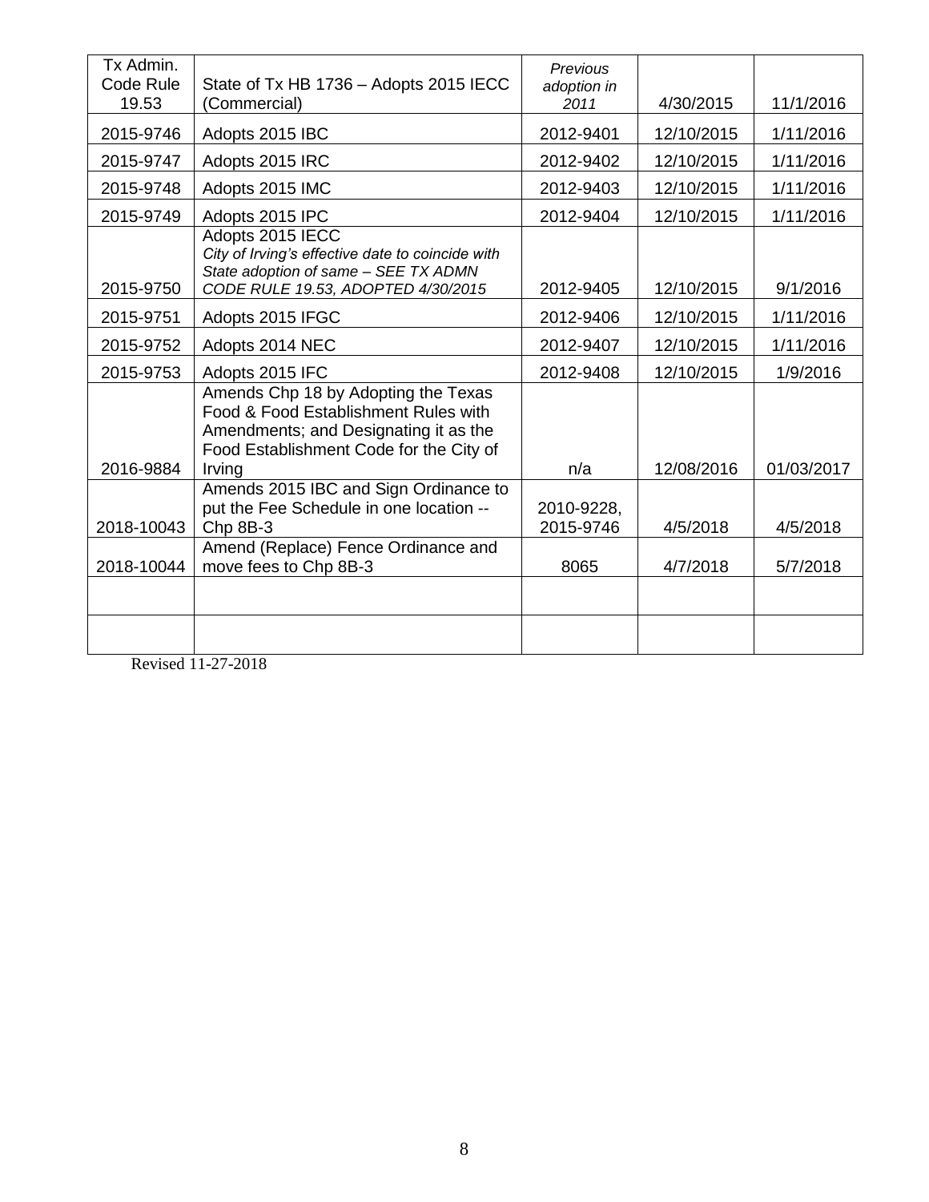| | | | | |
|---|---|---|---|---|
| Tx Admin. Code Rule 19.53 | State of Tx HB 1736 – Adopts 2015 IECC (Commercial) | *Previous adoption in 2011* | 4/30/2015 | 11/1/2016 |
| 2015-9746 | Adopts 2015 IBC | 2012-9401 | 12/10/2015 | 1/11/2016 |
| 2015-9747 | Adopts 2015 IRC | 2012-9402 | 12/10/2015 | 1/11/2016 |
| 2015-9748 | Adopts 2015 IMC | 2012-9403 | 12/10/2015 | 1/11/2016 |
| 2015-9749 | Adopts 2015 IPC | 2012-9404 | 12/10/2015 | 1/11/2016 |
| 2015-9750 | Adopts 2015 IECC *City of Irving's effective date to coincide with State adoption of same – SEE TX ADMN CODE RULE 19.53, ADOPTED 4/30/2015* | 2012-9405 | 12/10/2015 | 9/1/2016 |
| 2015-9751 | Adopts 2015 IFGC | 2012-9406 | 12/10/2015 | 1/11/2016 |
| 2015-9752 | Adopts 2014 NEC | 2012-9407 | 12/10/2015 | 1/11/2016 |
| 2015-9753 | Adopts 2015 IFC | 2012-9408 | 12/10/2015 | 1/9/2016 |
| 2016-9884 | Amends Chp 18 by Adopting the Texas Food & Food Establishment Rules with Amendments; and Designating it as the Food Establishment Code for the City of Irving | n/a | 12/08/2016 | 01/03/2017 |
| 2018-10043 | Amends 2015 IBC and Sign Ordinance to put the Fee Schedule in one location -- Chp 8B-3 | 2010-9228, 2015-9746 | 4/5/2018 | 4/5/2018 |
| 2018-10044 | Amend (Replace) Fence Ordinance and move fees to Chp 8B-3 | 8065 | 4/7/2018 | 5/7/2018 |
| | | | | |
| | | | | |

Revised 11-27-2018